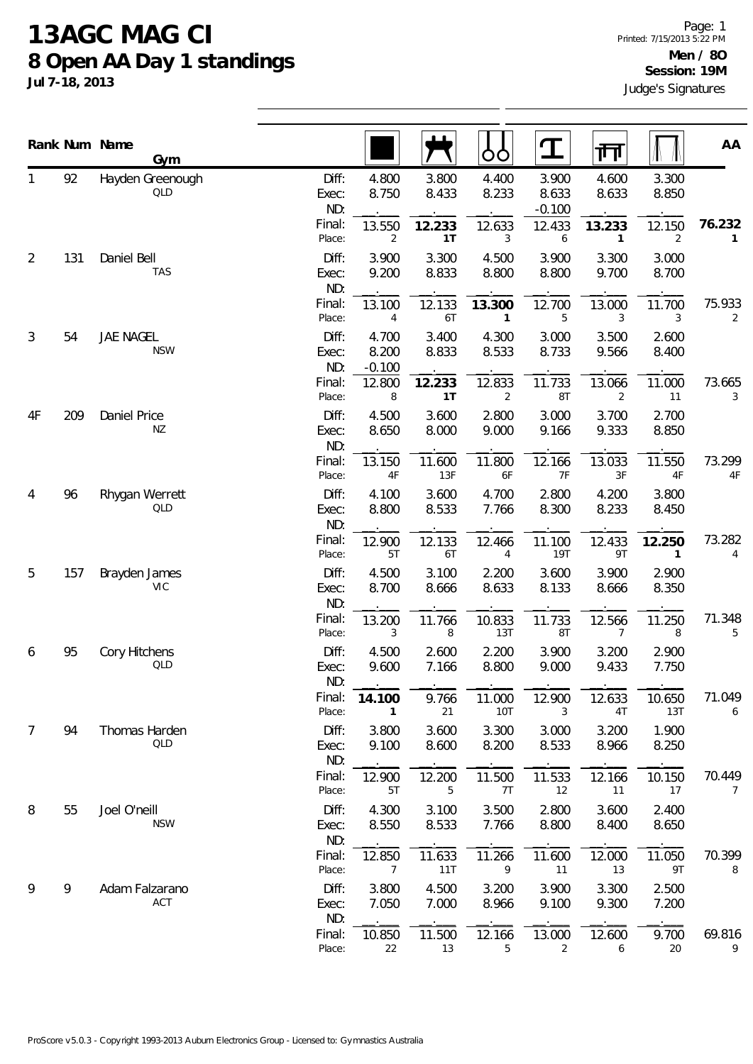# 13AGC MAG CI

## 8 Open AA Day 1 standings

**Jul 7-18, 2013**

Printed: 7/15/2013 5:22 PM

**Men / 8O**
**Session: 19M**
Judge's Signatures

| Rank | Num | Name / Gym | | Floor | Pommel Horse | Rings | Vault | Parallel Bars | High Bar | AA |
|---|---|---|---|---|---|---|---|---|---|---|
| 1 | 92 | Hayden Greenough, QLD | Diff: | 4.800 | 3.800 | 4.400 | 3.900 | 4.600 | 3.300 | |
| | | | Exec: | 8.750 | 8.433 | 8.233 | 8.633 | 8.633 | 8.850 | |
| | | | ND: | | | | -0.100 | | | |
| | | | Final: | 13.550 | **12.233** | 12.633 | 12.433 | **13.233** | 12.150 | **76.232** |
| | | | Place: | 2 | **1T** | 3 | 6 | **1** | 2 | **1** |
| 2 | 131 | Daniel Bell, TAS | Diff: | 3.900 | 3.300 | 4.500 | 3.900 | 3.300 | 3.000 | |
| | | | Exec: | 9.200 | 8.833 | 8.800 | 8.800 | 9.700 | 8.700 | |
| | | | ND: | | | | | | | |
| | | | Final: | 13.100 | 12.133 | **13.300** | 12.700 | 13.000 | 11.700 | 75.933 |
| | | | Place: | 4 | 6T | **1** | 5 | 3 | 3 | 2 |
| 3 | 54 | JAE NAGEL, NSW | Diff: | 4.700 | 3.400 | 4.300 | 3.000 | 3.500 | 2.600 | |
| | | | Exec: | 8.200 | 8.833 | 8.533 | 8.733 | 9.566 | 8.400 | |
| | | | ND: | -0.100 | | | | | | |
| | | | Final: | 12.800 | **12.233** | 12.833 | 11.733 | 13.066 | 11.000 | 73.665 |
| | | | Place: | 8 | **1T** | 2 | 8T | 2 | 11 | 3 |
| 4F | 209 | Daniel Price, NZ | Diff: | 4.500 | 3.600 | 2.800 | 3.000 | 3.700 | 2.700 | |
| | | | Exec: | 8.650 | 8.000 | 9.000 | 9.166 | 9.333 | 8.850 | |
| | | | ND: | | | | | | | |
| | | | Final: | 13.150 | 11.600 | 11.800 | 12.166 | 13.033 | 11.550 | 73.299 |
| | | | Place: | 4F | 13F | 6F | 7F | 3F | 4F | 4F |
| 4 | 96 | Rhygan Werrett, QLD | Diff: | 4.100 | 3.600 | 4.700 | 2.800 | 4.200 | 3.800 | |
| | | | Exec: | 8.800 | 8.533 | 7.766 | 8.300 | 8.233 | 8.450 | |
| | | | ND: | | | | | | | |
| | | | Final: | 12.900 | 12.133 | 12.466 | 11.100 | 12.433 | **12.250** | 73.282 |
| | | | Place: | 5T | 6T | 4 | 19T | 9T | **1** | 4 |
| 5 | 157 | Brayden James, VIC | Diff: | 4.500 | 3.100 | 2.200 | 3.600 | 3.900 | 2.900 | |
| | | | Exec: | 8.700 | 8.666 | 8.633 | 8.133 | 8.666 | 8.350 | |
| | | | ND: | | | | | | | |
| | | | Final: | 13.200 | 11.766 | 10.833 | 11.733 | 12.566 | 11.250 | 71.348 |
| | | | Place: | 3 | 8 | 13T | 8T | 7 | 8 | 5 |
| 6 | 95 | Cory Hitchens, QLD | Diff: | 4.500 | 2.600 | 2.200 | 3.900 | 3.200 | 2.900 | |
| | | | Exec: | 9.600 | 7.166 | 8.800 | 9.000 | 9.433 | 7.750 | |
| | | | ND: | | | | | | | |
| | | | Final: | **14.100** | 9.766 | 11.000 | 12.900 | 12.633 | 10.650 | 71.049 |
| | | | Place: | **1** | 21 | 10T | 3 | 4T | 13T | 6 |
| 7 | 94 | Thomas Harden, QLD | Diff: | 3.800 | 3.600 | 3.300 | 3.000 | 3.200 | 1.900 | |
| | | | Exec: | 9.100 | 8.600 | 8.200 | 8.533 | 8.966 | 8.250 | |
| | | | ND: | | | | | | | |
| | | | Final: | 12.900 | 12.200 | 11.500 | 11.533 | 12.166 | 10.150 | 70.449 |
| | | | Place: | 5T | 5 | 7T | 12 | 11 | 17 | 7 |
| 8 | 55 | Joel O'neill, NSW | Diff: | 4.300 | 3.100 | 3.500 | 2.800 | 3.600 | 2.400 | |
| | | | Exec: | 8.550 | 8.533 | 7.766 | 8.800 | 8.400 | 8.650 | |
| | | | ND: | | | | | | | |
| | | | Final: | 12.850 | 11.633 | 11.266 | 11.600 | 12.000 | 11.050 | 70.399 |
| | | | Place: | 7 | 11T | 9 | 11 | 13 | 9T | 8 |
| 9 | 9 | Adam Falzarano, ACT | Diff: | 3.800 | 4.500 | 3.200 | 3.900 | 3.300 | 2.500 | |
| | | | Exec: | 7.050 | 7.000 | 8.966 | 9.100 | 9.300 | 7.200 | |
| | | | ND: | | | | | | | |
| | | | Final: | 10.850 | 11.500 | 12.166 | 13.000 | 12.600 | 9.700 | 69.816 |
| | | | Place: | 22 | 13 | 5 | 2 | 6 | 20 | 9 |

ProScore v5.0.3 - Copyright 1993-2013 Auburn Electronics Group - Licensed to: Gymnastics Australia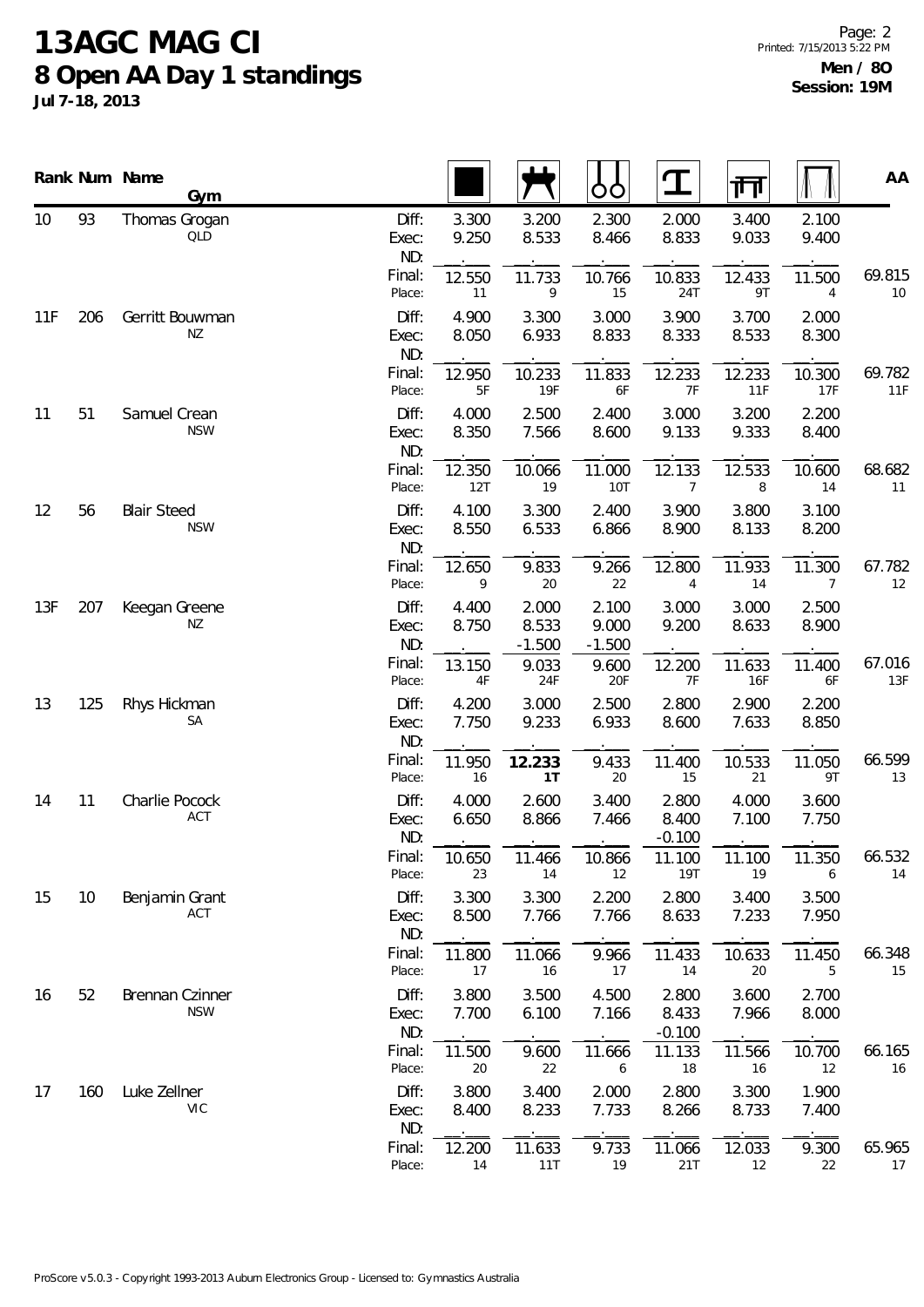# 13AGC MAG CI

## 8 Open AA Day 1 standings

Jul 7-18, 2013

Page: 2
Printed: 7/15/2013 5:22 PM

**Men / 8O**
**Session: 19M**

| Rank | Num | Name / Gym | | Floor | Pommel Horse | Rings | Vault | Parallel Bars | High Bar | AA |
|---|---|---|---|---|---|---|---|---|---|---|
| 10 | 93 | Thomas Grogan | Diff: | 3.300 | 3.200 | 2.300 | 2.000 | 3.400 | 2.100 | |
| | | QLD | Exec: | 9.250 | 8.533 | 8.466 | 8.833 | 9.033 | 9.400 | |
| | | | ND: | | | | | | | |
| | | | Final: | 12.550 | 11.733 | 10.766 | 10.833 | 12.433 | 11.500 | 69.815 |
| | | | Place: | 11 | 9 | 15 | 24T | 9T | 4 | 10 |
| 11F | 206 | Gerritt Bouwman | Diff: | 4.900 | 3.300 | 3.000 | 3.900 | 3.700 | 2.000 | |
| | | NZ | Exec: | 8.050 | 6.933 | 8.833 | 8.333 | 8.533 | 8.300 | |
| | | | ND: | | | | | | | |
| | | | Final: | 12.950 | 10.233 | 11.833 | 12.233 | 12.233 | 10.300 | 69.782 |
| | | | Place: | 5F | 19F | 6F | 7F | 11F | 17F | 11F |
| 11 | 51 | Samuel Crean | Diff: | 4.000 | 2.500 | 2.400 | 3.000 | 3.200 | 2.200 | |
| | | NSW | Exec: | 8.350 | 7.566 | 8.600 | 9.133 | 9.333 | 8.400 | |
| | | | ND: | | | | | | | |
| | | | Final: | 12.350 | 10.066 | 11.000 | 12.133 | 12.533 | 10.600 | 68.682 |
| | | | Place: | 12T | 19 | 10T | 7 | 8 | 14 | 11 |
| 12 | 56 | Blair Steed | Diff: | 4.100 | 3.300 | 2.400 | 3.900 | 3.800 | 3.100 | |
| | | NSW | Exec: | 8.550 | 6.533 | 6.866 | 8.900 | 8.133 | 8.200 | |
| | | | ND: | | | | | | | |
| | | | Final: | 12.650 | 9.833 | 9.266 | 12.800 | 11.933 | 11.300 | 67.782 |
| | | | Place: | 9 | 20 | 22 | 4 | 14 | 7 | 12 |
| 13F | 207 | Keegan Greene | Diff: | 4.400 | 2.000 | 2.100 | 3.000 | 3.000 | 2.500 | |
| | | NZ | Exec: | 8.750 | 8.533 | 9.000 | 9.200 | 8.633 | 8.900 | |
| | | | ND: | | -1.500 | -1.500 | | | | |
| | | | Final: | 13.150 | 9.033 | 9.600 | 12.200 | 11.633 | 11.400 | 67.016 |
| | | | Place: | 4F | 24F | 20F | 7F | 16F | 6F | 13F |
| 13 | 125 | Rhys Hickman | Diff: | 4.200 | 3.000 | 2.500 | 2.800 | 2.900 | 2.200 | |
| | | SA | Exec: | 7.750 | 9.233 | 6.933 | 8.600 | 7.633 | 8.850 | |
| | | | ND: | | | | | | | |
| | | | Final: | 11.950 | **12.233** | 9.433 | 11.400 | 10.533 | 11.050 | 66.599 |
| | | | Place: | 16 | **1T** | 20 | 15 | 21 | 9T | 13 |
| 14 | 11 | Charlie Pocock | Diff: | 4.000 | 2.600 | 3.400 | 2.800 | 4.000 | 3.600 | |
| | | ACT | Exec: | 6.650 | 8.866 | 7.466 | 8.400 | 7.100 | 7.750 | |
| | | | ND: | | | | -0.100 | | | |
| | | | Final: | 10.650 | 11.466 | 10.866 | 11.100 | 11.100 | 11.350 | 66.532 |
| | | | Place: | 23 | 14 | 12 | 19T | 19 | 6 | 14 |
| 15 | 10 | Benjamin Grant | Diff: | 3.300 | 3.300 | 2.200 | 2.800 | 3.400 | 3.500 | |
| | | ACT | Exec: | 8.500 | 7.766 | 7.766 | 8.633 | 7.233 | 7.950 | |
| | | | ND: | | | | | | | |
| | | | Final: | 11.800 | 11.066 | 9.966 | 11.433 | 10.633 | 11.450 | 66.348 |
| | | | Place: | 17 | 16 | 17 | 14 | 20 | 5 | 15 |
| 16 | 52 | Brennan Czinner | Diff: | 3.800 | 3.500 | 4.500 | 2.800 | 3.600 | 2.700 | |
| | | NSW | Exec: | 7.700 | 6.100 | 7.166 | 8.433 | 7.966 | 8.000 | |
| | | | ND: | | | | -0.100 | | | |
| | | | Final: | 11.500 | 9.600 | 11.666 | 11.133 | 11.566 | 10.700 | 66.165 |
| | | | Place: | 20 | 22 | 6 | 18 | 16 | 12 | 16 |
| 17 | 160 | Luke Zellner | Diff: | 3.800 | 3.400 | 2.000 | 2.800 | 3.300 | 1.900 | |
| | | VIC | Exec: | 8.400 | 8.233 | 7.733 | 8.266 | 8.733 | 7.400 | |
| | | | ND: | | | | | | | |
| | | | Final: | 12.200 | 11.633 | 9.733 | 11.066 | 12.033 | 9.300 | 65.965 |
| | | | Place: | 14 | 11T | 19 | 21T | 12 | 22 | 17 |

ProScore v5.0.3 - Copyright 1993-2013 Auburn Electronics Group - Licensed to: Gymnastics Australia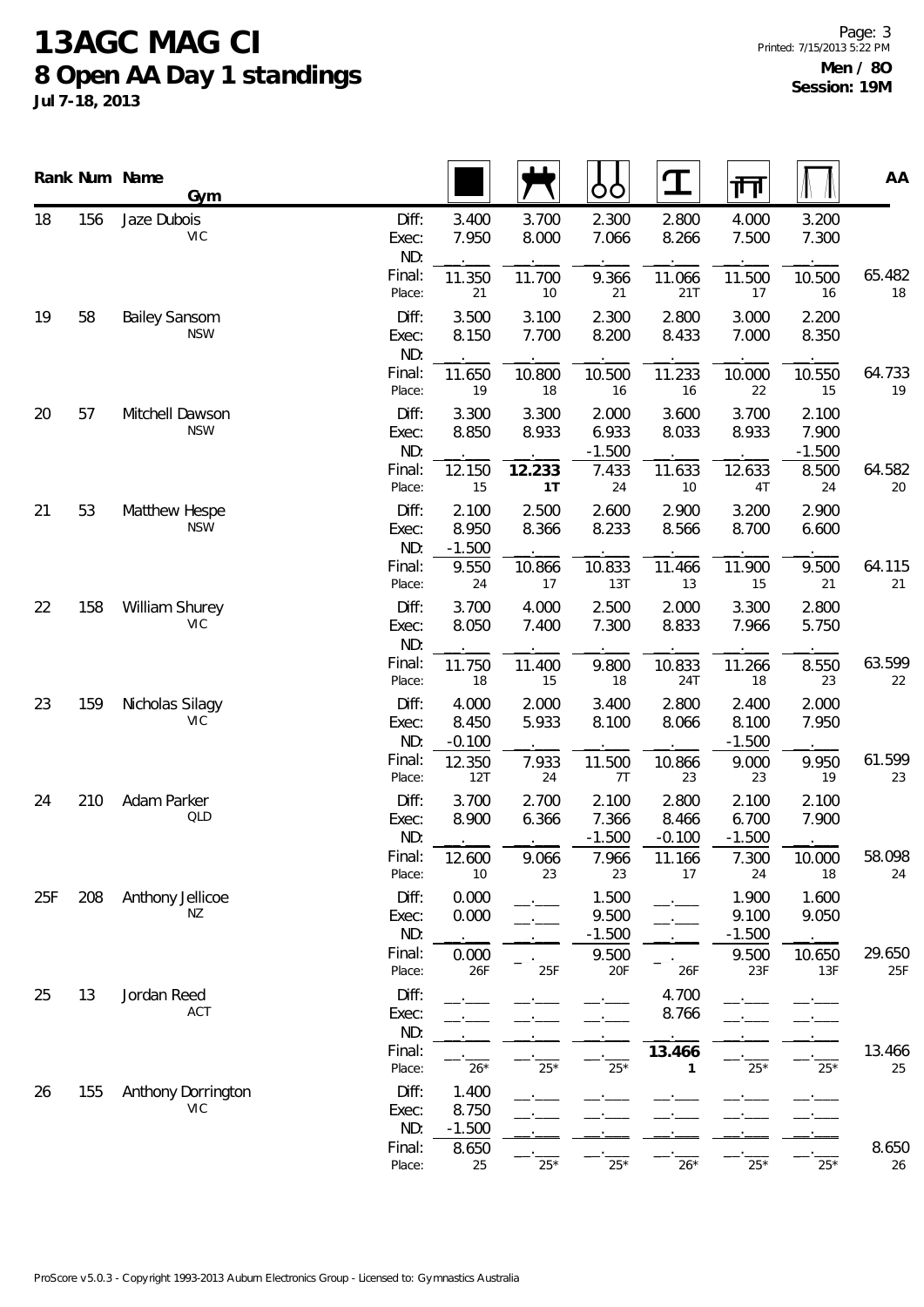# 13AGC MAG CI

## 8 Open AA Day 1 standings

Jul 7-18, 2013

Men / 8O
Session: 19M

| Rank | Num | Name / Gym | | Floor | Pommel Horse | Rings | Vault | Parallel Bars | High Bar | AA |
|---|---|---|---|---|---|---|---|---|---|---|
| 18 | 156 | Jaze Dubois, VIC | Diff: | 3.400 | 3.700 | 2.300 | 2.800 | 4.000 | 3.200 | |
| | | | Exec: | 7.950 | 8.000 | 7.066 | 8.266 | 7.500 | 7.300 | |
| | | | ND: | | | | | | | |
| | | | Final: | 11.350 | 11.700 | 9.366 | 11.066 | 11.500 | 10.500 | 65.482 |
| | | | Place: | 21 | 10 | 21 | 21T | 17 | 16 | 18 |
| 19 | 58 | Bailey Sansom, NSW | Diff: | 3.500 | 3.100 | 2.300 | 2.800 | 3.000 | 2.200 | |
| | | | Exec: | 8.150 | 7.700 | 8.200 | 8.433 | 7.000 | 8.350 | |
| | | | ND: | | | | | | | |
| | | | Final: | 11.650 | 10.800 | 10.500 | 11.233 | 10.000 | 10.550 | 64.733 |
| | | | Place: | 19 | 18 | 16 | 16 | 22 | 15 | 19 |
| 20 | 57 | Mitchell Dawson, NSW | Diff: | 3.300 | 3.300 | 2.000 | 3.600 | 3.700 | 2.100 | |
| | | | Exec: | 8.850 | 8.933 | 6.933 | 8.033 | 8.933 | 7.900 | |
| | | | ND: | | | -1.500 | | | -1.500 | |
| | | | Final: | 12.150 | **12.233** | 7.433 | 11.633 | 12.633 | 8.500 | 64.582 |
| | | | Place: | 15 | **1T** | 24 | 10 | 4T | 24 | 20 |
| 21 | 53 | Matthew Hespe, NSW | Diff: | 2.100 | 2.500 | 2.600 | 2.900 | 3.200 | 2.900 | |
| | | | Exec: | 8.950 | 8.366 | 8.233 | 8.566 | 8.700 | 6.600 | |
| | | | ND: | -1.500 | | | | | | |
| | | | Final: | 9.550 | 10.866 | 10.833 | 11.466 | 11.900 | 9.500 | 64.115 |
| | | | Place: | 24 | 17 | 13T | 13 | 15 | 21 | 21 |
| 22 | 158 | William Shurey, VIC | Diff: | 3.700 | 4.000 | 2.500 | 2.000 | 3.300 | 2.800 | |
| | | | Exec: | 8.050 | 7.400 | 7.300 | 8.833 | 7.966 | 5.750 | |
| | | | ND: | | | | | | | |
| | | | Final: | 11.750 | 11.400 | 9.800 | 10.833 | 11.266 | 8.550 | 63.599 |
| | | | Place: | 18 | 15 | 18 | 24T | 18 | 23 | 22 |
| 23 | 159 | Nicholas Silagy, VIC | Diff: | 4.000 | 2.000 | 3.400 | 2.800 | 2.400 | 2.000 | |
| | | | Exec: | 8.450 | 5.933 | 8.100 | 8.066 | 8.100 | 7.950 | |
| | | | ND: | -0.100 | | | | -1.500 | | |
| | | | Final: | 12.350 | 7.933 | 11.500 | 10.866 | 9.000 | 9.950 | 61.599 |
| | | | Place: | 12T | 24 | 7T | 23 | 23 | 19 | 23 |
| 24 | 210 | Adam Parker, QLD | Diff: | 3.700 | 2.700 | 2.100 | 2.800 | 2.100 | 2.100 | |
| | | | Exec: | 8.900 | 6.366 | 7.366 | 8.466 | 6.700 | 7.900 | |
| | | | ND: | | | -1.500 | -0.100 | -1.500 | | |
| | | | Final: | 12.600 | 9.066 | 7.966 | 11.166 | 7.300 | 10.000 | 58.098 |
| | | | Place: | 10 | 23 | 23 | 17 | 24 | 18 | 24 |
| 25F | 208 | Anthony Jellicoe, NZ | Diff: | 0.000 | | 1.500 | | 1.900 | 1.600 | |
| | | | Exec: | 0.000 | | 9.500 | | 9.100 | 9.050 | |
| | | | ND: | | | -1.500 | | -1.500 | | |
| | | | Final: | 0.000 | | 9.500 | | 9.500 | 10.650 | 29.650 |
| | | | Place: | 26F | 25F | 20F | 26F | 23F | 13F | 25F |
| 25 | 13 | Jordan Reed, ACT | Diff: | | | | 4.700 | | | |
| | | | Exec: | | | | 8.766 | | | |
| | | | ND: | | | | | | | |
| | | | Final: | | | | **13.466** | | | 13.466 |
| | | | Place: | 26* | 25* | 25* | **1** | 25* | 25* | 25 |
| 26 | 155 | Anthony Dorrington, VIC | Diff: | 1.400 | | | | | | |
| | | | Exec: | 8.750 | | | | | | |
| | | | ND: | -1.500 | | | | | | |
| | | | Final: | 8.650 | | | | | | 8.650 |
| | | | Place: | 25 | 25* | 25* | 26* | 25* | 25* | 26 |

ProScore v5.0.3 - Copyright 1993-2013 Auburn Electronics Group - Licensed to: Gymnastics Australia